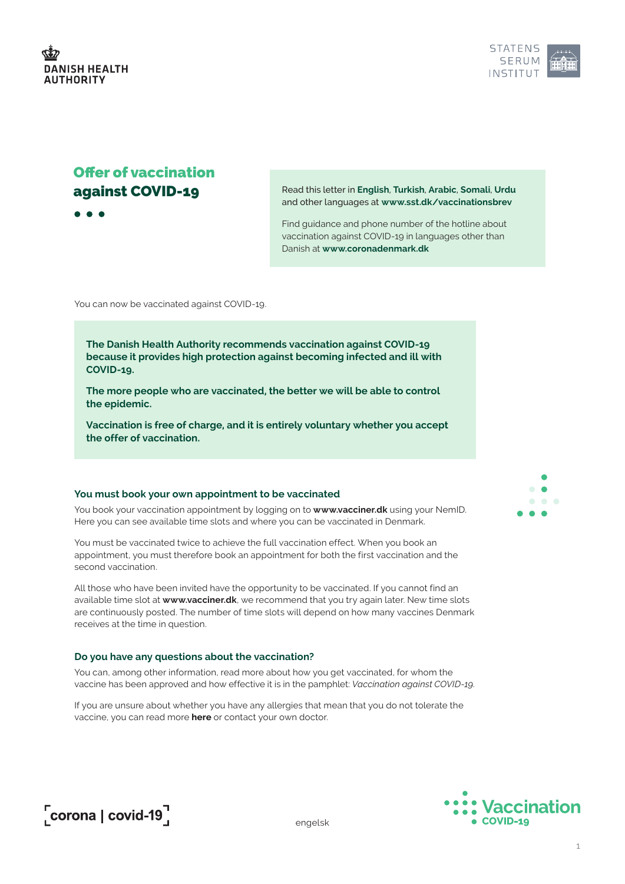DANISH HEALTH AUTHORITY

STATENS SERUM INSTITUT

# Offer of vaccination against COVID-19

Read this letter in **English**, **Turkish**, **Arabic**, **Somali**, **Urdu** and other languages at **www.sst.dk/vaccinationsbrev**

Find guidance and phone number of the hotline about vaccination against COVID-19 in languages other than Danish at **www.coronadenmark.dk**

You can now be vaccinated against COVID-19.

**The Danish Health Authority recommends vaccination against COVID-19 because it provides high protection against becoming infected and ill with COVID-19.**

**The more people who are vaccinated, the better we will be able to control the epidemic.**

**Vaccination is free of charge, and it is entirely voluntary whether you accept the offer of vaccination.**

## You must book your own appointment to be vaccinated

You book your vaccination appointment by logging on to **www.vacciner.dk** using your NemID. Here you can see available time slots and where you can be vaccinated in Denmark.

You must be vaccinated twice to achieve the full vaccination effect. When you book an appointment, you must therefore book an appointment for both the first vaccination and the second vaccination.

All those who have been invited have the opportunity to be vaccinated. If you cannot find an available time slot at **www.vacciner.dk**, we recommend that you try again later. New time slots are continuously posted. The number of time slots will depend on how many vaccines Denmark receives at the time in question.

## Do you have any questions about the vaccination?

You can, among other information, read more about how you get vaccinated, for whom the vaccine has been approved and how effective it is in the pamphlet: *Vaccination against COVID-19.*

If you are unsure about whether you have any allergies that mean that you do not tolerate the vaccine, you can read more **here** or contact your own doctor.

corona | covid-19

engelsk

Vaccination COVID-19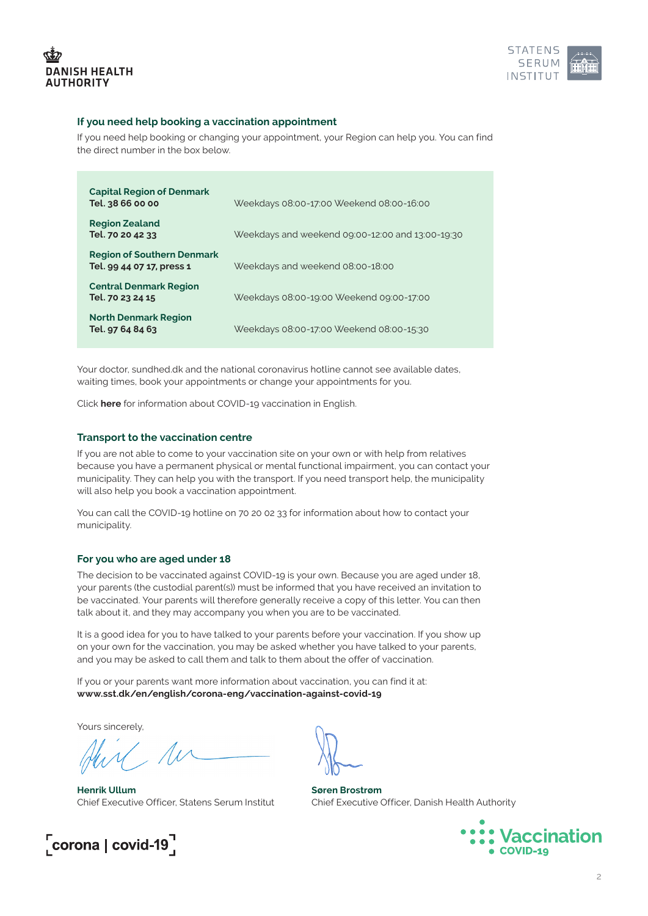### If you need help booking a vaccination appointment

If you need help booking or changing your appointment, your Region can help you. You can find the direct number in the box below.

| | |
|---|---|
| **Capital Region of Denmark**<br>**Tel. 38 66 00 00** | Weekdays 08:00-17:00 Weekend 08:00-16:00 |
| **Region Zealand**<br>**Tel. 70 20 42 33** | Weekdays and weekend 09:00-12:00 and 13:00-19:30 |
| **Region of Southern Denmark**<br>**Tel. 99 44 07 17, press 1** | Weekdays and weekend 08:00-18:00 |
| **Central Denmark Region**<br>**Tel. 70 23 24 15** | Weekdays 08:00-19:00 Weekend 09:00-17:00 |
| **North Denmark Region**<br>**Tel. 97 64 84 63** | Weekdays 08:00-17:00 Weekend 08:00-15:30 |

Your doctor, sundhed.dk and the national coronavirus hotline cannot see available dates, waiting times, book your appointments or change your appointments for you.

Click **here** for information about COVID-19 vaccination in English.

### Transport to the vaccination centre

If you are not able to come to your vaccination site on your own or with help from relatives because you have a permanent physical or mental functional impairment, you can contact your municipality. They can help you with the transport. If you need transport help, the municipality will also help you book a vaccination appointment.

You can call the COVID-19 hotline on 70 20 02 33 for information about how to contact your municipality.

### For you who are aged under 18

The decision to be vaccinated against COVID-19 is your own. Because you are aged under 18, your parents (the custodial parent(s)) must be informed that you have received an invitation to be vaccinated. Your parents will therefore generally receive a copy of this letter. You can then talk about it, and they may accompany you when you are to be vaccinated.

It is a good idea for you to have talked to your parents before your vaccination. If you show up on your own for the vaccination, you may be asked whether you have talked to your parents, and you may be asked to call them and talk to them about the offer of vaccination.

If you or your parents want more information about vaccination, you can find it at:
**www.sst.dk/en/english/corona-eng/vaccination-against-covid-19**

Yours sincerely,

**Henrik Ullum**
Chief Executive Officer, Statens Serum Institut

**Søren Brostrøm**
Chief Executive Officer, Danish Health Authority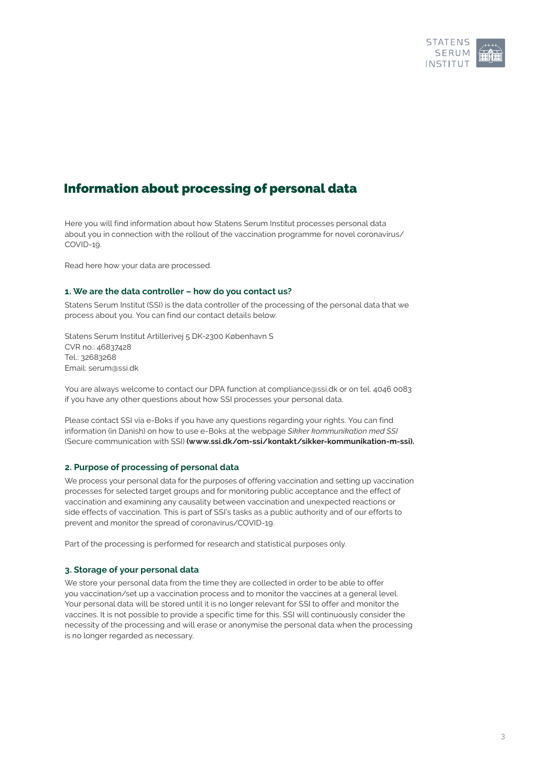# Information about processing of personal data

Here you will find information about how Statens Serum Institut processes personal data about you in connection with the rollout of the vaccination programme for novel coronavirus/ COVID-19.

Read here how your data are processed.

### 1. We are the data controller – how do you contact us?

Statens Serum Institut (SSI) is the data controller of the processing of the personal data that we process about you. You can find our contact details below.

Statens Serum Institut Artillerivej 5 DK-2300 København S
CVR no.: 46837428
Tel.: 32683268
Email: serum@ssi.dk

You are always welcome to contact our DPA function at compliance@ssi.dk or on tel. 4046 0083 if you have any other questions about how SSI processes your personal data.

Please contact SSI via e-Boks if you have any questions regarding your rights. You can find information (in Danish) on how to use e-Boks at the webpage *Sikker kommunikation med SSI* (Secure communication with SSI) **(www.ssi.dk/om-ssi/kontakt/sikker-kommunikation-m-ssi).**

### 2. Purpose of processing of personal data

We process your personal data for the purposes of offering vaccination and setting up vaccination processes for selected target groups and for monitoring public acceptance and the effect of vaccination and examining any causality between vaccination and unexpected reactions or side effects of vaccination. This is part of SSI's tasks as a public authority and of our efforts to prevent and monitor the spread of coronavirus/COVID-19.

Part of the processing is performed for research and statistical purposes only.

### 3. Storage of your personal data

We store your personal data from the time they are collected in order to be able to offer you vaccination/set up a vaccination process and to monitor the vaccines at a general level. Your personal data will be stored until it is no longer relevant for SSI to offer and monitor the vaccines. It is not possible to provide a specific time for this. SSI will continuously consider the necessity of the processing and will erase or anonymise the personal data when the processing is no longer regarded as necessary.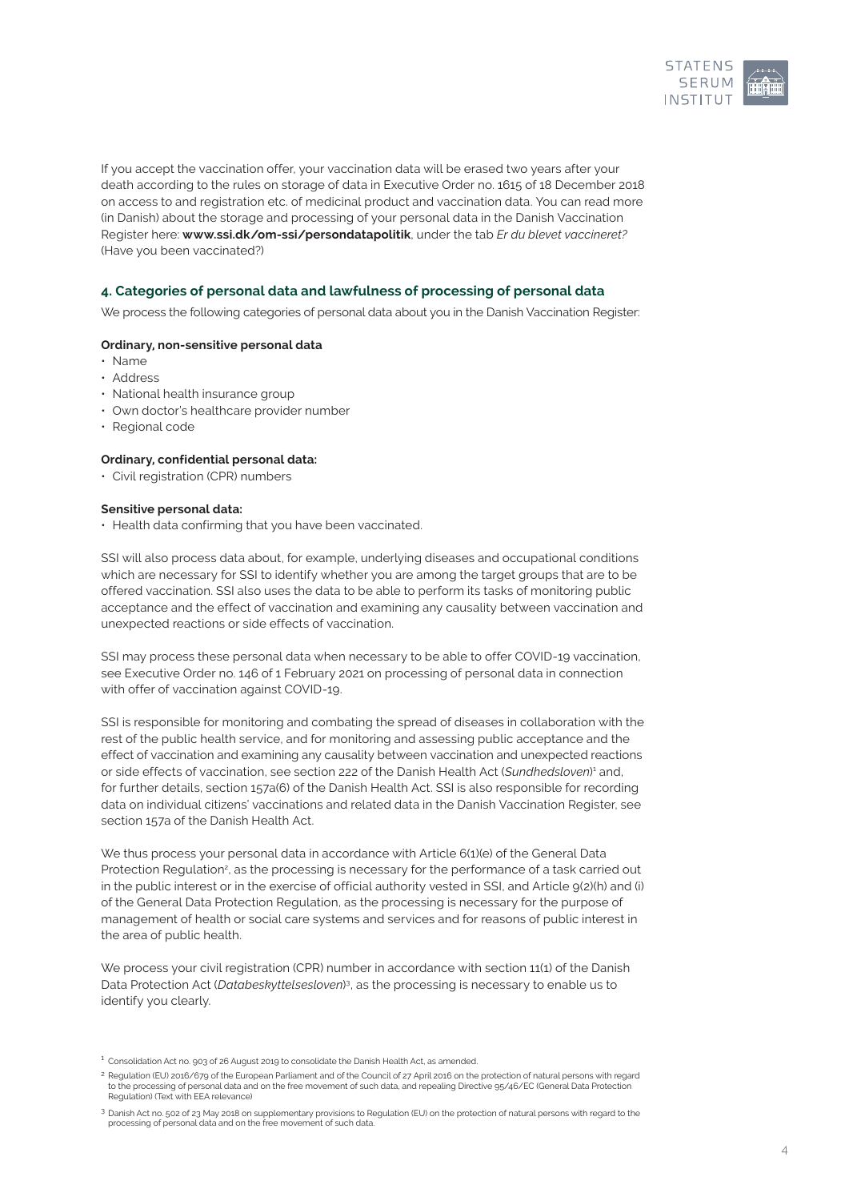If you accept the vaccination offer, your vaccination data will be erased two years after your death according to the rules on storage of data in Executive Order no. 1615 of 18 December 2018 on access to and registration etc. of medicinal product and vaccination data. You can read more (in Danish) about the storage and processing of your personal data in the Danish Vaccination Register here: **www.ssi.dk/om-ssi/persondatapolitik**, under the tab *Er du blevet vaccineret?* (Have you been vaccinated?)

## 4. Categories of personal data and lawfulness of processing of personal data

We process the following categories of personal data about you in the Danish Vaccination Register:

**Ordinary, non-sensitive personal data**

- Name
- Address
- National health insurance group
- Own doctor's healthcare provider number
- Regional code

**Ordinary, confidential personal data:**

- Civil registration (CPR) numbers

**Sensitive personal data:**

- Health data confirming that you have been vaccinated.

SSI will also process data about, for example, underlying diseases and occupational conditions which are necessary for SSI to identify whether you are among the target groups that are to be offered vaccination. SSI also uses the data to be able to perform its tasks of monitoring public acceptance and the effect of vaccination and examining any causality between vaccination and unexpected reactions or side effects of vaccination.

SSI may process these personal data when necessary to be able to offer COVID-19 vaccination, see Executive Order no. 146 of 1 February 2021 on processing of personal data in connection with offer of vaccination against COVID-19.

SSI is responsible for monitoring and combating the spread of diseases in collaboration with the rest of the public health service, and for monitoring and assessing public acceptance and the effect of vaccination and examining any causality between vaccination and unexpected reactions or side effects of vaccination, see section 222 of the Danish Health Act (*Sundhedsloven*)[1] and, for further details, section 157a(6) of the Danish Health Act. SSI is also responsible for recording data on individual citizens' vaccinations and related data in the Danish Vaccination Register, see section 157a of the Danish Health Act.

We thus process your personal data in accordance with Article 6(1)(e) of the General Data Protection Regulation[2], as the processing is necessary for the performance of a task carried out in the public interest or in the exercise of official authority vested in SSI, and Article 9(2)(h) and (i) of the General Data Protection Regulation, as the processing is necessary for the purpose of management of health or social care systems and services and for reasons of public interest in the area of public health.

We process your civil registration (CPR) number in accordance with section 11(1) of the Danish Data Protection Act (*Databeskyttelsesloven*)[3], as the processing is necessary to enable us to identify you clearly.

---

[1] Consolidation Act no. 903 of 26 August 2019 to consolidate the Danish Health Act, as amended.

[2] Regulation (EU) 2016/679 of the European Parliament and of the Council of 27 April 2016 on the protection of natural persons with regard to the processing of personal data and on the free movement of such data, and repealing Directive 95/46/EC (General Data Protection Regulation) (Text with EEA relevance)

[3] Danish Act no. 502 of 23 May 2018 on supplementary provisions to Regulation (EU) on the protection of natural persons with regard to the processing of personal data and on the free movement of such data.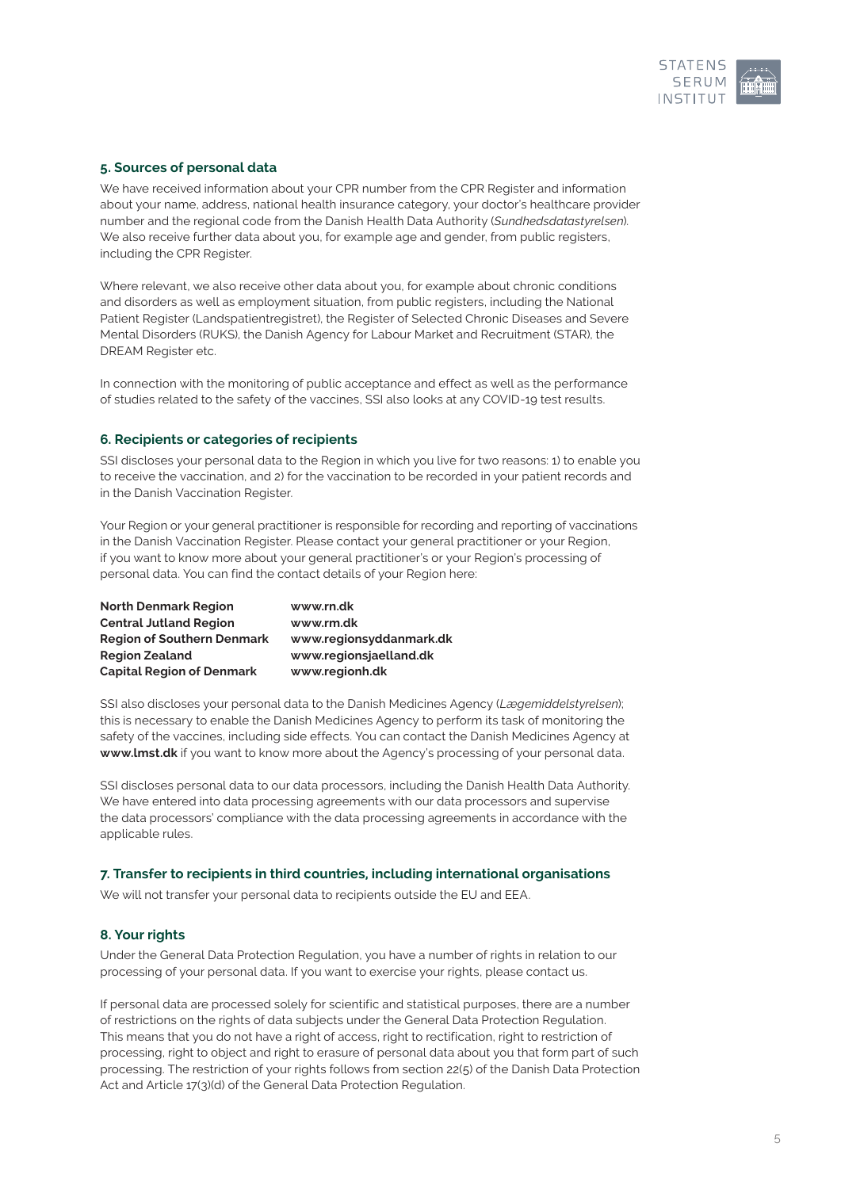## 5. Sources of personal data

We have received information about your CPR number from the CPR Register and information about your name, address, national health insurance category, your doctor's healthcare provider number and the regional code from the Danish Health Data Authority (*Sundhedsdatastyrelsen*). We also receive further data about you, for example age and gender, from public registers, including the CPR Register.

Where relevant, we also receive other data about you, for example about chronic conditions and disorders as well as employment situation, from public registers, including the National Patient Register (Landspatientregistret), the Register of Selected Chronic Diseases and Severe Mental Disorders (RUKS), the Danish Agency for Labour Market and Recruitment (STAR), the DREAM Register etc.

In connection with the monitoring of public acceptance and effect as well as the performance of studies related to the safety of the vaccines, SSI also looks at any COVID-19 test results.

## 6. Recipients or categories of recipients

SSI discloses your personal data to the Region in which you live for two reasons: 1) to enable you to receive the vaccination, and 2) for the vaccination to be recorded in your patient records and in the Danish Vaccination Register.

Your Region or your general practitioner is responsible for recording and reporting of vaccinations in the Danish Vaccination Register. Please contact your general practitioner or your Region, if you want to know more about your general practitioner's or your Region's processing of personal data. You can find the contact details of your Region here:

| | |
|---|---|
| **North Denmark Region** | **www.rn.dk** |
| **Central Jutland Region** | **www.rm.dk** |
| **Region of Southern Denmark** | **www.regionsyddanmark.dk** |
| **Region Zealand** | **www.regionsjaelland.dk** |
| **Capital Region of Denmark** | **www.regionh.dk** |

SSI also discloses your personal data to the Danish Medicines Agency (*Lægemiddelstyrelsen*); this is necessary to enable the Danish Medicines Agency to perform its task of monitoring the safety of the vaccines, including side effects. You can contact the Danish Medicines Agency at **www.lmst.dk** if you want to know more about the Agency's processing of your personal data.

SSI discloses personal data to our data processors, including the Danish Health Data Authority. We have entered into data processing agreements with our data processors and supervise the data processors' compliance with the data processing agreements in accordance with the applicable rules.

## 7. Transfer to recipients in third countries, including international organisations

We will not transfer your personal data to recipients outside the EU and EEA.

## 8. Your rights

Under the General Data Protection Regulation, you have a number of rights in relation to our processing of your personal data. If you want to exercise your rights, please contact us.

If personal data are processed solely for scientific and statistical purposes, there are a number of restrictions on the rights of data subjects under the General Data Protection Regulation. This means that you do not have a right of access, right to rectification, right to restriction of processing, right to object and right to erasure of personal data about you that form part of such processing. The restriction of your rights follows from section 22(5) of the Danish Data Protection Act and Article 17(3)(d) of the General Data Protection Regulation.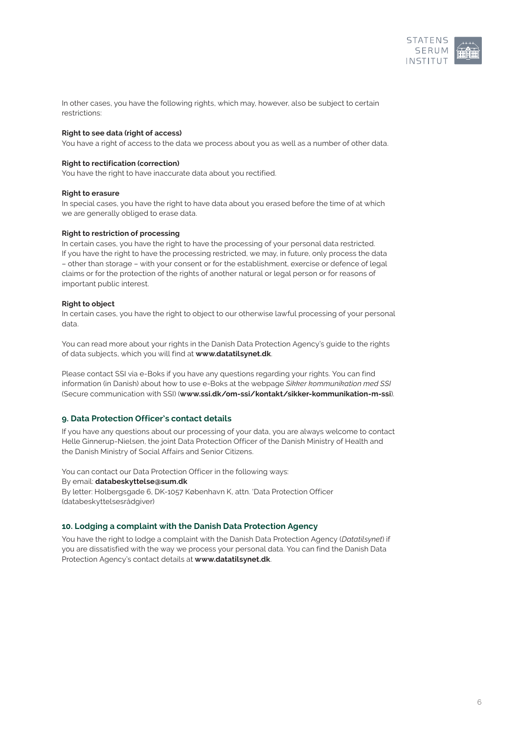In other cases, you have the following rights, which may, however, also be subject to certain restrictions:

**Right to see data (right of access)**
You have a right of access to the data we process about you as well as a number of other data.

**Right to rectification (correction)**
You have the right to have inaccurate data about you rectified.

**Right to erasure**
In special cases, you have the right to have data about you erased before the time of at which we are generally obliged to erase data.

**Right to restriction of processing**
In certain cases, you have the right to have the processing of your personal data restricted. If you have the right to have the processing restricted, we may, in future, only process the data – other than storage – with your consent or for the establishment, exercise or defence of legal claims or for the protection of the rights of another natural or legal person or for reasons of important public interest.

**Right to object**
In certain cases, you have the right to object to our otherwise lawful processing of your personal data.

You can read more about your rights in the Danish Data Protection Agency's guide to the rights of data subjects, which you will find at **www.datatilsynet.dk**.

Please contact SSI via e-Boks if you have any questions regarding your rights. You can find information (in Danish) about how to use e-Boks at the webpage *Sikker kommunikation med SSI* (Secure communication with SSI) (**www.ssi.dk/om-ssi/kontakt/sikker-kommunikation-m-ssi**).

## 9. Data Protection Officer's contact details

If you have any questions about our processing of your data, you are always welcome to contact Helle Ginnerup-Nielsen, the joint Data Protection Officer of the Danish Ministry of Health and the Danish Ministry of Social Affairs and Senior Citizens.

You can contact our Data Protection Officer in the following ways:
By email: **databeskyttelse@sum.dk**
By letter: Holbergsgade 6, DK-1057 København K, attn. 'Data Protection Officer (databeskyttelsesrådgiver)

## 10. Lodging a complaint with the Danish Data Protection Agency

You have the right to lodge a complaint with the Danish Data Protection Agency (*Datatilsynet*) if you are dissatisfied with the way we process your personal data. You can find the Danish Data Protection Agency's contact details at **www.datatilsynet.dk**.